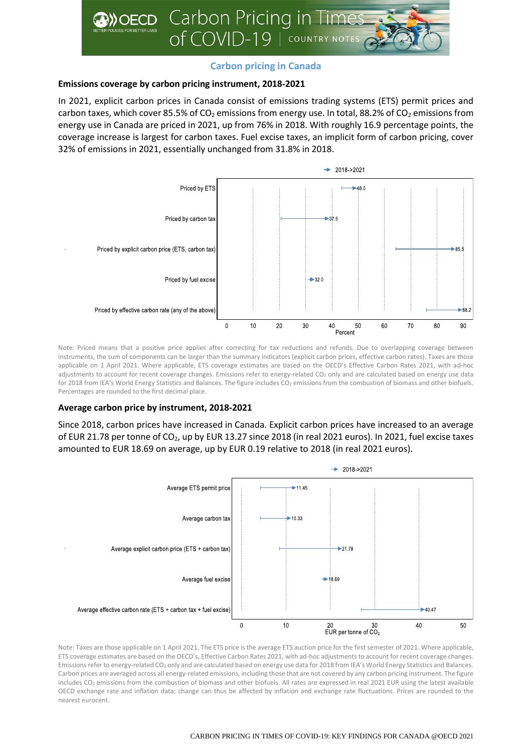# Carbon Pricing in Times of COVID-19 | COUNTRY NOTES

## Carbon pricing in Canada

### Emissions coverage by carbon pricing instrument, 2018-2021

In 2021, explicit carbon prices in Canada consist of emissions trading systems (ETS) permit prices and carbon taxes, which cover 85.5% of $CO_2$ emissions from energy use. In total, 88.2% of $CO_2$ emissions from energy use in Canada are priced in 2021, up from 76% in 2018. With roughly 16.9 percentage points, the coverage increase is largest for carbon taxes. Fuel excise taxes, an implicit form of carbon pricing, cover 32% of emissions in 2021, essentially unchanged from 31.8% in 2018.

| Instrument | 2021 (Percent) |
|---|---|
| Priced by ETS | 48.0 |
| Priced by carbon tax | 37.5 |
| Priced by explicit carbon price (ETS, carbon tax) | 85.5 |
| Priced by fuel excise | 32.0 |
| Priced by effective carbon rate (any of the above) | 88.2 |

Note: Priced means that a positive price applies after correcting for tax reductions and refunds. Due to overlapping coverage between instruments, the sum of components can be larger than the summary indicators (explicit carbon prices, effective carbon rates). Taxes are those applicable on 1 April 2021. Where applicable, ETS coverage estimates are based on the OECD's Effective Carbon Rates 2021, with ad-hoc adjustments to account for recent coverage changes. Emissions refer to energy-related $CO_2$ only and are calculated based on energy use data for 2018 from IEA's World Energy Statistics and Balances. The figure includes $CO_2$ emissions from the combustion of biomass and other biofuels. Percentages are rounded to the first decimal place.

### Average carbon price by instrument, 2018-2021

Since 2018, carbon prices have increased in Canada. Explicit carbon prices have increased to an average of EUR 21.78 per tonne of $CO_2$, up by EUR 13.27 since 2018 (in real 2021 euros). In 2021, fuel excise taxes amounted to EUR 18.69 on average, up by EUR 0.19 relative to 2018 (in real 2021 euros).

| Instrument | 2021 (EUR per tonne of $CO_2$) |
|---|---|
| Average ETS permit price | 11.45 |
| Average carbon tax | 10.33 |
| Average explicit carbon price (ETS + carbon tax) | 21.78 |
| Average fuel excise | 18.69 |
| Average effective carbon rate (ETS + carbon tax + fuel excise) | 40.47 |

Note: Taxes are those applicable on 1 April 2021. The ETS price is the average ETS auction price for the first semester of 2021. Where applicable, ETS coverage estimates are based on the OECD's, Effective Carbon Rates 2021, with ad-hoc adjustments to account for recent coverage changes. Emissions refer to energy-related $CO_2$ only and are calculated based on energy use data for 2018 from IEA's World Energy Statistics and Balances. Carbon prices are averaged across all energy-related emissions, including those that are not covered by any carbon pricing instrument. The figure includes $CO_2$ emissions from the combustion of biomass and other biofuels. All rates are expressed in real 2021 EUR using the latest available OECD exchange rate and inflation data; change can thus be affected by inflation and exchange rate fluctuations. Prices are rounded to the nearest eurocent.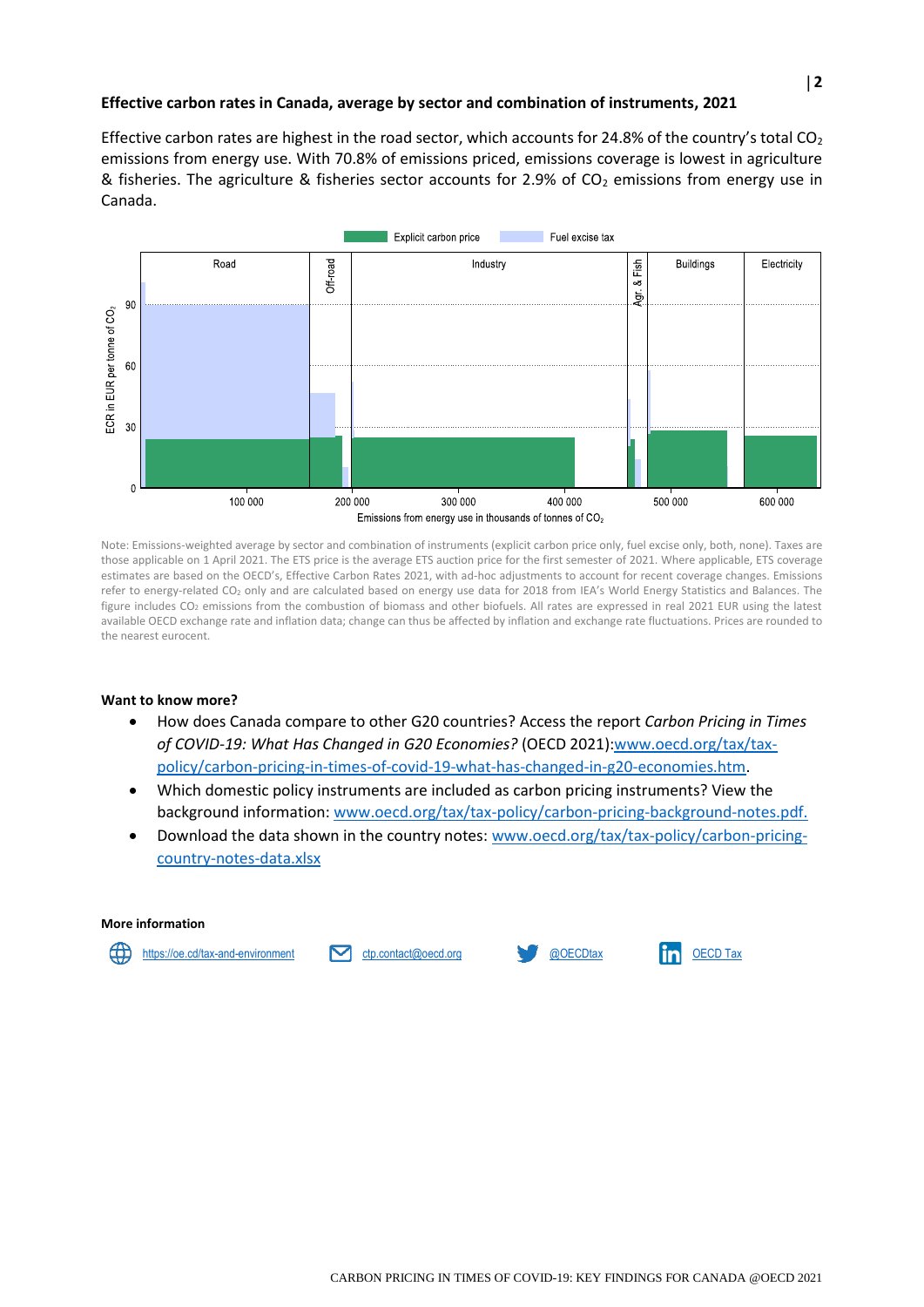**Effective carbon rates in Canada, average by sector and combination of instruments, 2021**

Effective carbon rates are highest in the road sector, which accounts for 24.8% of the country's total $CO_2$ emissions from energy use. With 70.8% of emissions priced, emissions coverage is lowest in agriculture & fisheries. The agriculture & fisheries sector accounts for 2.9% of $CO_2$ emissions from energy use in Canada.

Explicit carbon price
Fuel excise tax

Road
Off-road
Industry
Agr. & Fish
Buildings
Electricity

ECR in EUR per tonne of $CO_2$

0
30
60
90

100 000
200 000
300 000
400 000
500 000
600 000

Emissions from energy use in thousands of tonnes of $CO_2$

Note: Emissions-weighted average by sector and combination of instruments (explicit carbon price only, fuel excise only, both, none). Taxes are those applicable on 1 April 2021. The ETS price is the average ETS auction price for the first semester of 2021. Where applicable, ETS coverage estimates are based on the OECD's, Effective Carbon Rates 2021, with ad-hoc adjustments to account for recent coverage changes. Emissions refer to energy-related $CO_2$ only and are calculated based on energy use data for 2018 from IEA's World Energy Statistics and Balances. The figure includes $CO_2$ emissions from the combustion of biomass and other biofuels. All rates are expressed in real 2021 EUR using the latest available OECD exchange rate and inflation data; change can thus be affected by inflation and exchange rate fluctuations. Prices are rounded to the nearest eurocent.

**Want to know more?**

- How does Canada compare to other G20 countries? Access the report *Carbon Pricing in Times of COVID-19: What Has Changed in G20 Economies?* (OECD 2021):www.oecd.org/tax/tax-policy/carbon-pricing-in-times-of-covid-19-what-has-changed-in-g20-economies.htm.
- Which domestic policy instruments are included as carbon pricing instruments? View the background information: www.oecd.org/tax/tax-policy/carbon-pricing-background-notes.pdf.
- Download the data shown in the country notes: www.oecd.org/tax/tax-policy/carbon-pricing-country-notes-data.xlsx

**More information**

https://oe.cd/tax-and-environment ctp.contact@oecd.org @OECDtax OECD Tax